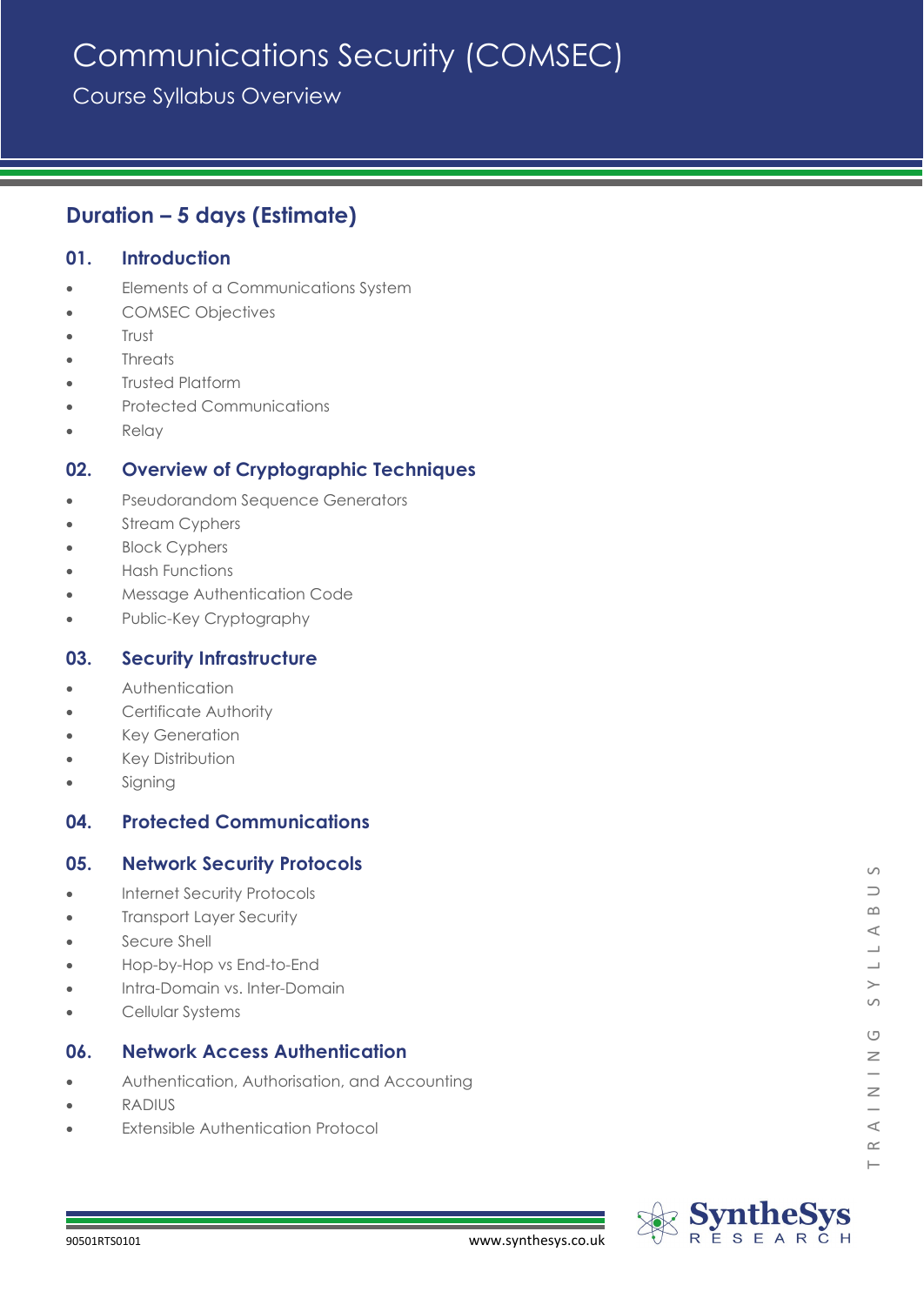# Communications Security (COMSEC)

Course Syllabus Overview

## Duration – 5 days (Estimate)

### 01. Introduction

- Elements of a Communications System
- COMSEC Objectives
- Trust
- Threats
- Trusted Platform
- Protected Communications
- Relay

### 02. Overview of Cryptographic Techniques

- Pseudorandom Sequence Generators
- Stream Cyphers
- Block Cyphers
- Hash Functions
- Message Authentication Code
- Public-Key Cryptography

### 03. Security Infrastructure

- Authentication
- Certificate Authority
- Key Generation
- Key Distribution
- Signing

### 04. Protected Communications

### 05. Network Security Protocols

- Internet Security Protocols
- Transport Layer Security
- Secure Shell
- Hop-by-Hop vs End-to-End
- Intra-Domain vs. Inter-Domain
- Cellular Systems

### 06. Network Access Authentication

- Authentication, Authorisation, and Accounting
- RADIUS
- Extensible Authentication Protocol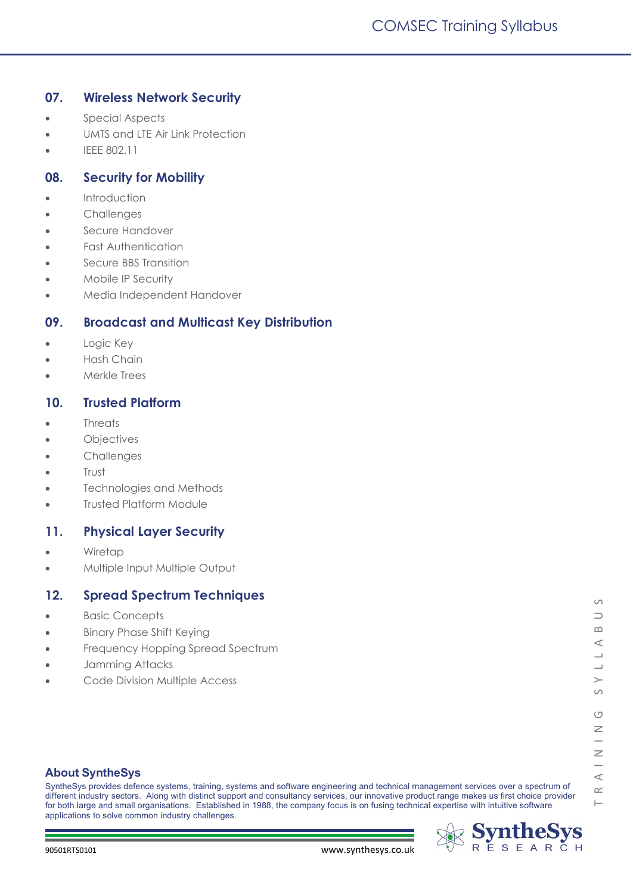## 07. Wireless Network Security

- Special Aspects
- UMTS and LTE Air Link Protection
- IEEE 802.11

## 08. Security for Mobility

- Introduction
- Challenges
- Secure Handover
- Fast Authentication
- Secure BBS Transition
- Mobile IP Security
- Media Independent Handover

## 09. Broadcast and Multicast Key Distribution

- Logic Key
- Hash Chain
- Merkle Trees

## 10. Trusted Platform

- Threats
- Objectives
- Challenges
- Trust
- Technologies and Methods
- Trusted Platform Module

## 11. Physical Layer Security

- Wiretap
- Multiple Input Multiple Output

## 12. Spread Spectrum Techniques

- Basic Concepts
- Binary Phase Shift Keying
- Frequency Hopping Spread Spectrum
- Jamming Attacks
- Code Division Multiple Access

### About SyntheSys

SyntheSys provides defence systems, training, systems and software engineering and technical management services over a spectrum of different industry sectors. Along with distinct support and consultancy services, our innovative product range makes us first choice provider for both large and small organisations. Established in 1988, the company focus is on fusing technical expertise with intuitive software applications to solve common industry challenges.

90501RTS0101

www.synthesys.co.uk

SyntheSys RESEARCH